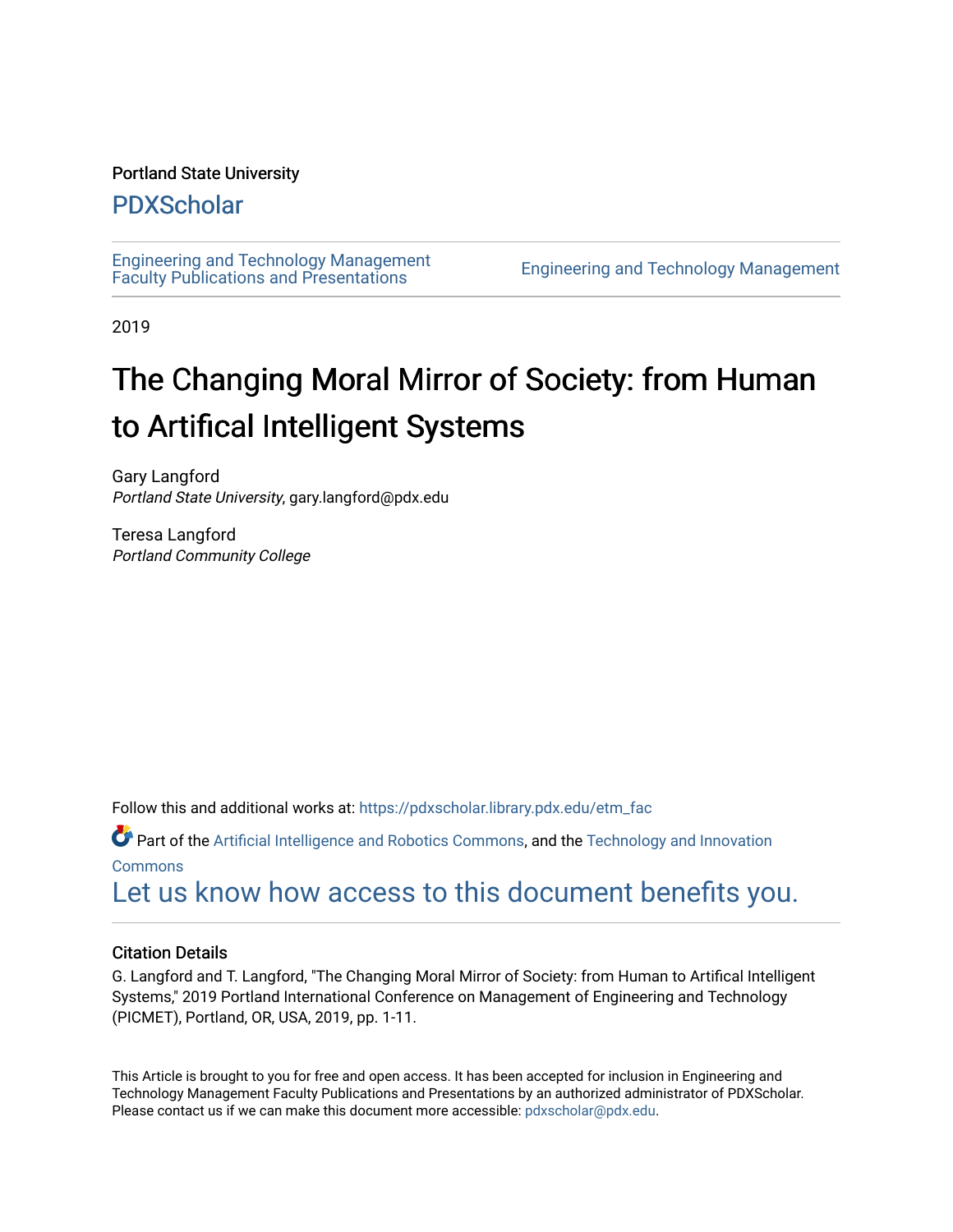Portland State University

# PDXScholar

Engineering and Technology Management Faculty Publications and Presentations

Engineering and Technology Management

2019

# The Changing Moral Mirror of Society: from Human to Artifical Intelligent Systems

Gary Langford
*Portland State University*, gary.langford@pdx.edu

Teresa Langford
*Portland Community College*

Follow this and additional works at: https://pdxscholar.library.pdx.edu/etm_fac

Part of the Artificial Intelligence and Robotics Commons, and the Technology and Innovation Commons

Let us know how access to this document benefits you.

## Citation Details

G. Langford and T. Langford, "The Changing Moral Mirror of Society: from Human to Artifical Intelligent Systems," 2019 Portland International Conference on Management of Engineering and Technology (PICMET), Portland, OR, USA, 2019, pp. 1-11.

This Article is brought to you for free and open access. It has been accepted for inclusion in Engineering and Technology Management Faculty Publications and Presentations by an authorized administrator of PDXScholar. Please contact us if we can make this document more accessible: pdxscholar@pdx.edu.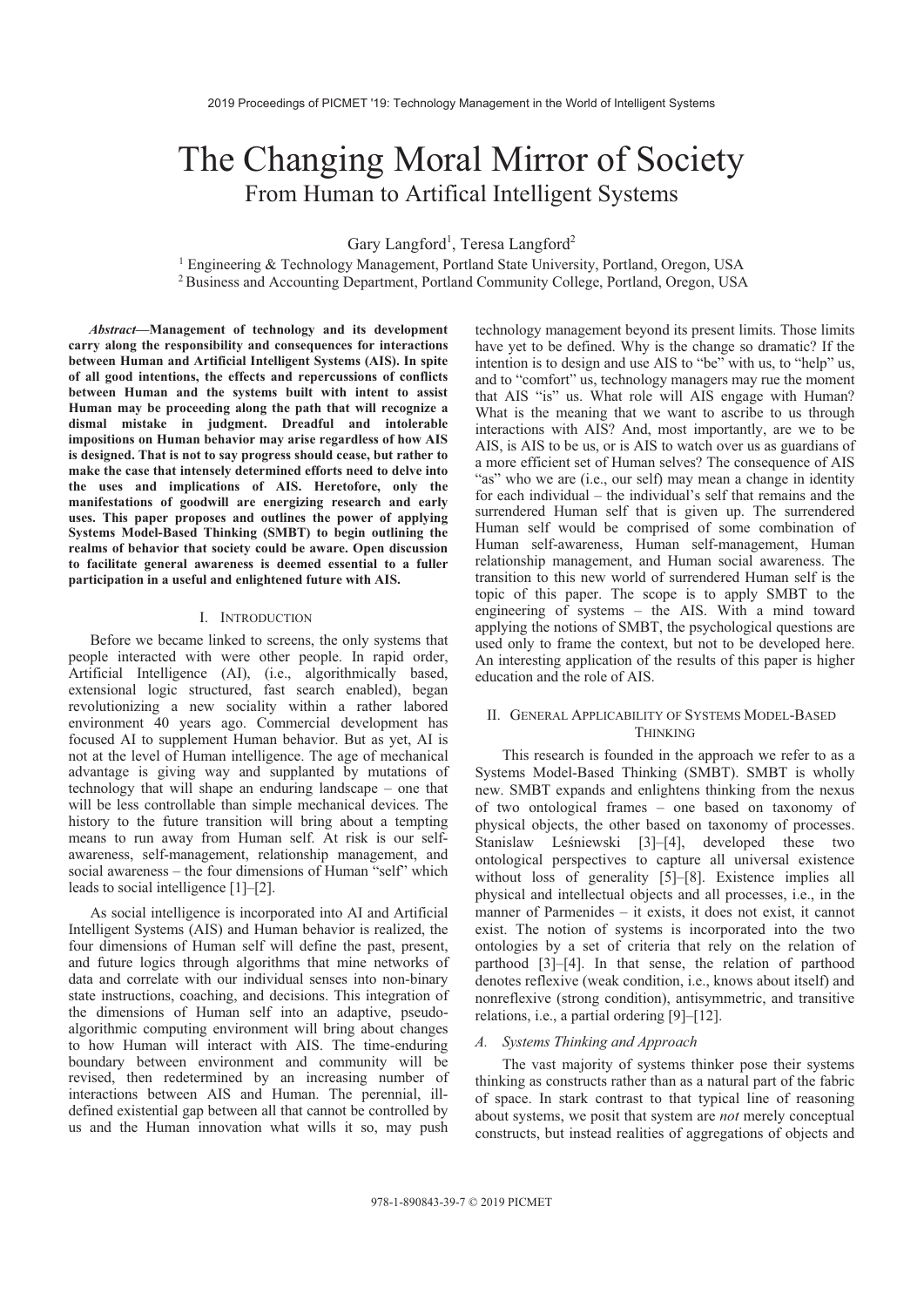# The Changing Moral Mirror of Society

## From Human to Artifical Intelligent Systems

Gary Langford[1], Teresa Langford[2]

[1] Engineering & Technology Management, Portland State University, Portland, Oregon, USA

[2] Business and Accounting Department, Portland Community College, Portland, Oregon, USA

***Abstract*—Management of technology and its development carry along the responsibility and consequences for interactions between Human and Artificial Intelligent Systems (AIS). In spite of all good intentions, the effects and repercussions of conflicts between Human and the systems built with intent to assist Human may be proceeding along the path that will recognize a dismal mistake in judgment. Dreadful and intolerable impositions on Human behavior may arise regardless of how AIS is designed. That is not to say progress should cease, but rather to make the case that intensely determined efforts need to delve into the uses and implications of AIS. Heretofore, only the manifestations of goodwill are energizing research and early uses. This paper proposes and outlines the power of applying Systems Model-Based Thinking (SMBT) to begin outlining the realms of behavior that society could be aware. Open discussion to facilitate general awareness is deemed essential to a fuller participation in a useful and enlightened future with AIS.**

## I. Introduction

Before we became linked to screens, the only systems that people interacted with were other people. In rapid order, Artificial Intelligence (AI), (i.e., algorithmically based, extensional logic structured, fast search enabled), began revolutionizing a new sociality within a rather labored environment 40 years ago. Commercial development has focused AI to supplement Human behavior. But as yet, AI is not at the level of Human intelligence. The age of mechanical advantage is giving way and supplanted by mutations of technology that will shape an enduring landscape – one that will be less controllable than simple mechanical devices. The history to the future transition will bring about a tempting means to run away from Human self. At risk is our self-awareness, self-management, relationship management, and social awareness – the four dimensions of Human "self" which leads to social intelligence [1]–[2].

As social intelligence is incorporated into AI and Artificial Intelligent Systems (AIS) and Human behavior is realized, the four dimensions of Human self will define the past, present, and future logics through algorithms that mine networks of data and correlate with our individual senses into non-binary state instructions, coaching, and decisions. This integration of the dimensions of Human self into an adaptive, pseudo-algorithmic computing environment will bring about changes to how Human will interact with AIS. The time-enduring boundary between environment and community will be revised, then redetermined by an increasing number of interactions between AIS and Human. The perennial, ill-defined existential gap between all that cannot be controlled by us and the Human innovation what wills it so, may push technology management beyond its present limits. Those limits have yet to be defined. Why is the change so dramatic? If the intention is to design and use AIS to "be" with us, to "help" us, and to "comfort" us, technology managers may rue the moment that AIS "is" us. What role will AIS engage with Human? What is the meaning that we want to ascribe to us through interactions with AIS? And, most importantly, are we to be AIS, is AIS to be us, or is AIS to watch over us as guardians of a more efficient set of Human selves? The consequence of AIS "as" who we are (i.e., our self) may mean a change in identity for each individual – the individual's self that remains and the surrendered Human self that is given up. The surrendered Human self would be comprised of some combination of Human self-awareness, Human self-management, Human relationship management, and Human social awareness. The transition to this new world of surrendered Human self is the topic of this paper. The scope is to apply SMBT to the engineering of systems – the AIS. With a mind toward applying the notions of SMBT, the psychological questions are used only to frame the context, but not to be developed here. An interesting application of the results of this paper is higher education and the role of AIS.

## II. General Applicability of Systems Model-Based Thinking

This research is founded in the approach we refer to as a Systems Model-Based Thinking (SMBT). SMBT is wholly new. SMBT expands and enlightens thinking from the nexus of two ontological frames – one based on taxonomy of physical objects, the other based on taxonomy of processes. Stanislaw Leśniewski [3]–[4], developed these two ontological perspectives to capture all universal existence without loss of generality [5]–[8]. Existence implies all physical and intellectual objects and all processes, i.e., in the manner of Parmenides – it exists, it does not exist, it cannot exist. The notion of systems is incorporated into the two ontologies by a set of criteria that rely on the relation of parthood [3]–[4]. In that sense, the relation of parthood denotes reflexive (weak condition, i.e., knows about itself) and nonreflexive (strong condition), antisymmetric, and transitive relations, i.e., a partial ordering [9]–[12].

### A. Systems Thinking and Approach

The vast majority of systems thinker pose their systems thinking as constructs rather than as a natural part of the fabric of space. In stark contrast to that typical line of reasoning about systems, we posit that system are *not* merely conceptual constructs, but instead realities of aggregations of objects and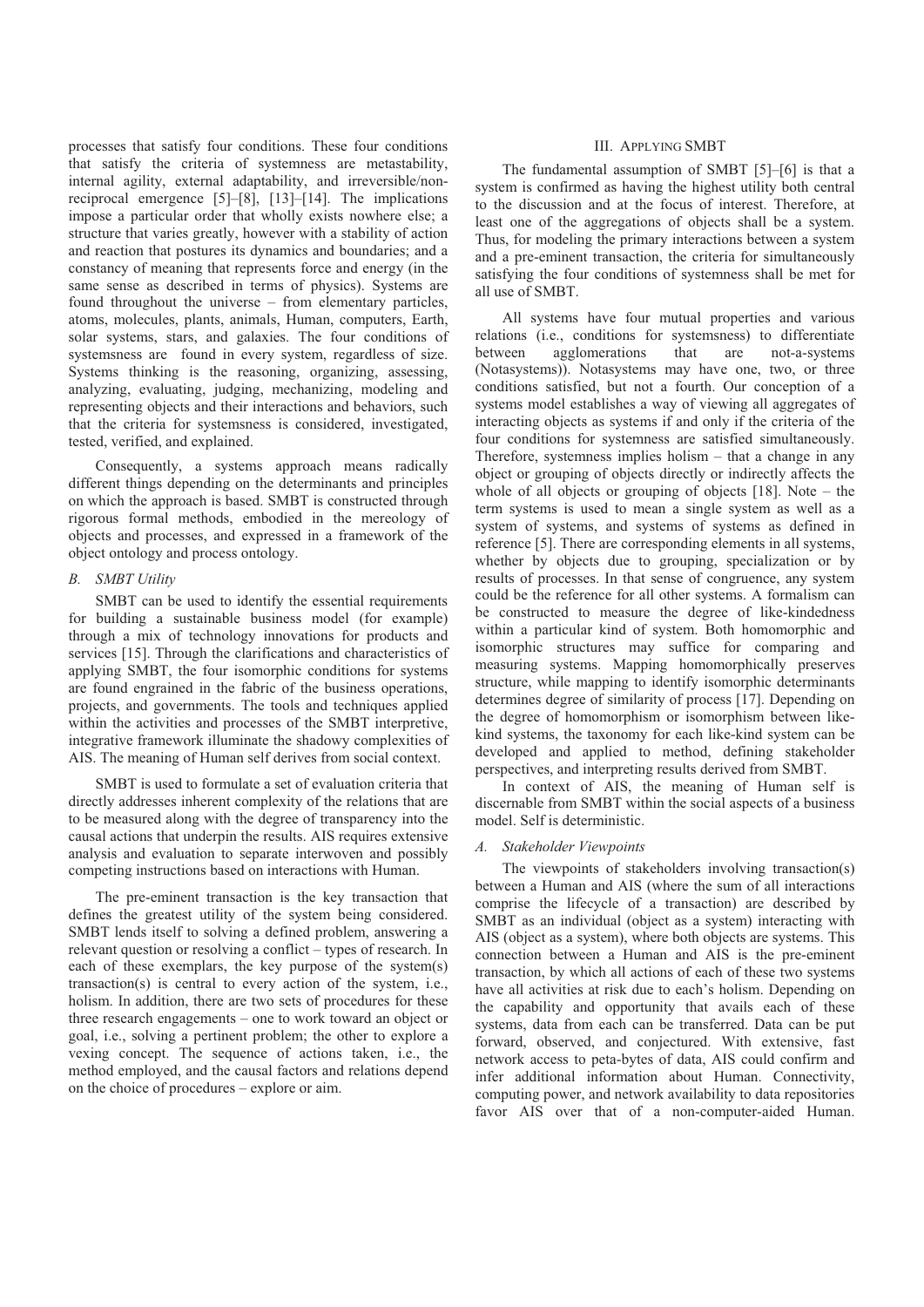processes that satisfy four conditions. These four conditions that satisfy the criteria of systemness are metastability, internal agility, external adaptability, and irreversible/non-reciprocal emergence [5]–[8], [13]–[14]. The implications impose a particular order that wholly exists nowhere else; a structure that varies greatly, however with a stability of action and reaction that postures its dynamics and boundaries; and a constancy of meaning that represents force and energy (in the same sense as described in terms of physics). Systems are found throughout the universe – from elementary particles, atoms, molecules, plants, animals, Human, computers, Earth, solar systems, stars, and galaxies. The four conditions of systemsness are found in every system, regardless of size. Systems thinking is the reasoning, organizing, assessing, analyzing, evaluating, judging, mechanizing, modeling and representing objects and their interactions and behaviors, such that the criteria for systemsness is considered, investigated, tested, verified, and explained.

Consequently, a systems approach means radically different things depending on the determinants and principles on which the approach is based. SMBT is constructed through rigorous formal methods, embodied in the mereology of objects and processes, and expressed in a framework of the object ontology and process ontology.

### B. *SMBT Utility*

SMBT can be used to identify the essential requirements for building a sustainable business model (for example) through a mix of technology innovations for products and services [15]. Through the clarifications and characteristics of applying SMBT, the four isomorphic conditions for systems are found engrained in the fabric of the business operations, projects, and governments. The tools and techniques applied within the activities and processes of the SMBT interpretive, integrative framework illuminate the shadowy complexities of AIS. The meaning of Human self derives from social context.

SMBT is used to formulate a set of evaluation criteria that directly addresses inherent complexity of the relations that are to be measured along with the degree of transparency into the causal actions that underpin the results. AIS requires extensive analysis and evaluation to separate interwoven and possibly competing instructions based on interactions with Human.

The pre-eminent transaction is the key transaction that defines the greatest utility of the system being considered. SMBT lends itself to solving a defined problem, answering a relevant question or resolving a conflict – types of research. In each of these exemplars, the key purpose of the system(s) transaction(s) is central to every action of the system, i.e., holism. In addition, there are two sets of procedures for these three research engagements – one to work toward an object or goal, i.e., solving a pertinent problem; the other to explore a vexing concept. The sequence of actions taken, i.e., the method employed, and the causal factors and relations depend on the choice of procedures – explore or aim.

## III. Applying SMBT

The fundamental assumption of SMBT [5]–[6] is that a system is confirmed as having the highest utility both central to the discussion and at the focus of interest. Therefore, at least one of the aggregations of objects shall be a system. Thus, for modeling the primary interactions between a system and a pre-eminent transaction, the criteria for simultaneously satisfying the four conditions of systemness shall be met for all use of SMBT.

All systems have four mutual properties and various relations (i.e., conditions for systemsness) to differentiate between agglomerations that are not-a-systems (Notasystems)). Notasystems may have one, two, or three conditions satisfied, but not a fourth. Our conception of a systems model establishes a way of viewing all aggregates of interacting objects as systems if and only if the criteria of the four conditions for systemness are satisfied simultaneously. Therefore, systemness implies holism – that a change in any object or grouping of objects directly or indirectly affects the whole of all objects or grouping of objects [18]. Note – the term systems is used to mean a single system as well as a system of systems, and systems of systems as defined in reference [5]. There are corresponding elements in all systems, whether by objects due to grouping, specialization or by results of processes. In that sense of congruence, any system could be the reference for all other systems. A formalism can be constructed to measure the degree of like-kindedness within a particular kind of system. Both homomorphic and isomorphic structures may suffice for comparing and measuring systems. Mapping homomorphically preserves structure, while mapping to identify isomorphic determinants determines degree of similarity of process [17]. Depending on the degree of homomorphism or isomorphism between like-kind systems, the taxonomy for each like-kind system can be developed and applied to method, defining stakeholder perspectives, and interpreting results derived from SMBT.

In context of AIS, the meaning of Human self is discernable from SMBT within the social aspects of a business model. Self is deterministic.

### A. *Stakeholder Viewpoints*

The viewpoints of stakeholders involving transaction(s) between a Human and AIS (where the sum of all interactions comprise the lifecycle of a transaction) are described by SMBT as an individual (object as a system) interacting with AIS (object as a system), where both objects are systems. This connection between a Human and AIS is the pre-eminent transaction, by which all actions of each of these two systems have all activities at risk due to each's holism. Depending on the capability and opportunity that avails each of these systems, data from each can be transferred. Data can be put forward, observed, and conjectured. With extensive, fast network access to peta-bytes of data, AIS could confirm and infer additional information about Human. Connectivity, computing power, and network availability to data repositories favor AIS over that of a non-computer-aided Human.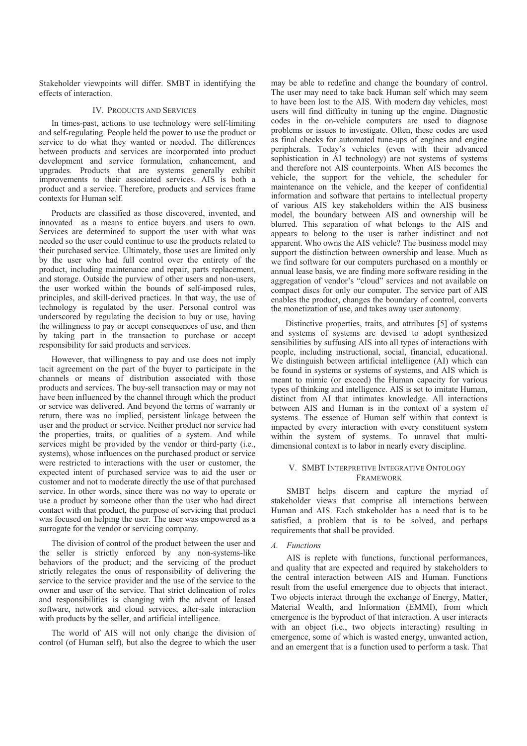Stakeholder viewpoints will differ. SMBT in identifying the effects of interaction.

## IV. Products and Services

In times-past, actions to use technology were self-limiting and self-regulating. People held the power to use the product or service to do what they wanted or needed. The differences between products and services are incorporated into product development and service formulation, enhancement, and upgrades. Products that are systems generally exhibit improvements to their associated services. AIS is both a product and a service. Therefore, products and services frame contexts for Human self.

Products are classified as those discovered, invented, and innovated as a means to entice buyers and users to own. Services are determined to support the user with what was needed so the user could continue to use the products related to their purchased service. Ultimately, those uses are limited only by the user who had full control over the entirety of the product, including maintenance and repair, parts replacement, and storage. Outside the purview of other users and non-users, the user worked within the bounds of self-imposed rules, principles, and skill-derived practices. In that way, the use of technology is regulated by the user. Personal control was underscored by regulating the decision to buy or use, having the willingness to pay or accept consequences of use, and then by taking part in the transaction to purchase or accept responsibility for said products and services.

However, that willingness to pay and use does not imply tacit agreement on the part of the buyer to participate in the channels or means of distribution associated with those products and services. The buy-sell transaction may or may not have been influenced by the channel through which the product or service was delivered. And beyond the terms of warranty or return, there was no implied, persistent linkage between the user and the product or service. Neither product nor service had the properties, traits, or qualities of a system. And while services might be provided by the vendor or third-party (i.e., systems), whose influences on the purchased product or service were restricted to interactions with the user or customer, the expected intent of purchased service was to aid the user or customer and not to moderate directly the use of that purchased service. In other words, since there was no way to operate or use a product by someone other than the user who had direct contact with that product, the purpose of servicing that product was focused on helping the user. The user was empowered as a surrogate for the vendor or servicing company.

The division of control of the product between the user and the seller is strictly enforced by any non-systems-like behaviors of the product; and the servicing of the product strictly relegates the onus of responsibility of delivering the service to the service provider and the use of the service to the owner and user of the service. That strict delineation of roles and responsibilities is changing with the advent of leased software, network and cloud services, after-sale interaction with products by the seller, and artificial intelligence.

The world of AIS will not only change the division of control (of Human self), but also the degree to which the user may be able to redefine and change the boundary of control. The user may need to take back Human self which may seem to have been lost to the AIS. With modern day vehicles, most users will find difficulty in tuning up the engine. Diagnostic codes in the on-vehicle computers are used to diagnose problems or issues to investigate. Often, these codes are used as final checks for automated tune-ups of engines and engine peripherals. Today's vehicles (even with their advanced sophistication in AI technology) are not systems of systems and therefore not AIS counterpoints. When AIS becomes the vehicle, the support for the vehicle, the scheduler for maintenance on the vehicle, and the keeper of confidential information and software that pertains to intellectual property of various AIS key stakeholders within the AIS business model, the boundary between AIS and ownership will be blurred. This separation of what belongs to the AIS and appears to belong to the user is rather indistinct and not apparent. Who owns the AIS vehicle? The business model may support the distinction between ownership and lease. Much as we find software for our computers purchased on a monthly or annual lease basis, we are finding more software residing in the aggregation of vendor's "cloud" services and not available on compact discs for only our computer. The service part of AIS enables the product, changes the boundary of control, converts the monetization of use, and takes away user autonomy.

Distinctive properties, traits, and attributes [5] of systems and systems of systems are devised to adopt synthesized sensibilities by suffusing AIS into all types of interactions with people, including instructional, social, financial, educational. We distinguish between artificial intelligence (AI) which can be found in systems or systems of systems, and AIS which is meant to mimic (or exceed) the Human capacity for various types of thinking and intelligence. AIS is set to imitate Human, distinct from AI that intimates knowledge. All interactions between AIS and Human is in the context of a system of systems. The essence of Human self within that context is impacted by every interaction with every constituent system within the system of systems. To unravel that multi-dimensional context is to labor in nearly every discipline.

## V. SMBT Interpretive Integrative Ontology Framework

SMBT helps discern and capture the myriad of stakeholder views that comprise all interactions between Human and AIS. Each stakeholder has a need that is to be satisfied, a problem that is to be solved, and perhaps requirements that shall be provided.

### *A. Functions*

AIS is replete with functions, functional performances, and quality that are expected and required by stakeholders to the central interaction between AIS and Human. Functions result from the useful emergence due to objects that interact. Two objects interact through the exchange of Energy, Matter, Material Wealth, and Information (EMMI), from which emergence is the byproduct of that interaction. A user interacts with an object (i.e., two objects interacting) resulting in emergence, some of which is wasted energy, unwanted action, and an emergent that is a function used to perform a task. That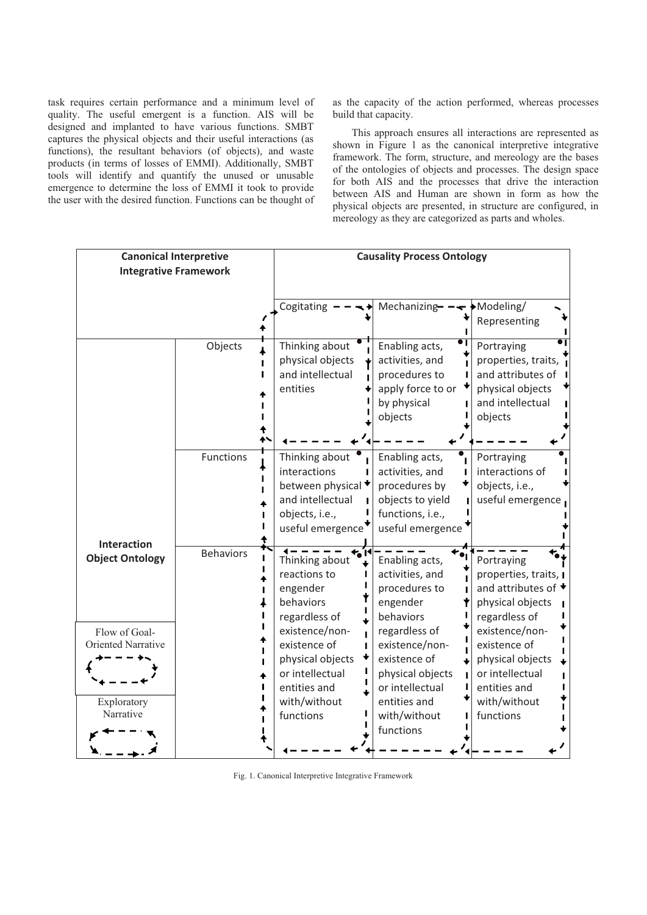task requires certain performance and a minimum level of quality. The useful emergent is a function. AIS will be designed and implanted to have various functions. SMBT captures the physical objects and their useful interactions (as functions), the resultant behaviors (of objects), and waste products (in terms of losses of EMMI). Additionally, SMBT tools will identify and quantify the unused or unusable emergence to determine the loss of EMMI it took to provide the user with the desired function. Functions can be thought of as the capacity of the action performed, whereas processes build that capacity.

This approach ensures all interactions are represented as shown in Figure 1 as the canonical interpretive integrative framework. The form, structure, and mereology are the bases of the ontologies of objects and processes. The design space for both AIS and the processes that drive the interaction between AIS and Human are shown in form as how the physical objects are presented, in structure are configured, in mereology as they are categorized as parts and wholes.

| **Canonical Interpretive Integrative Framework** | | **Causality Process Ontology** | | |
|---|---|---|---|---|
| | | Cogitating | Mechanizing | Modeling/ Representing |
| **Interaction Object Ontology** | Objects | Thinking about physical objects and intellectual entities | Enabling acts, activities, and procedures to apply force to or by physical objects | Portraying properties, traits, and attributes of physical objects and intellectual objects |
| | Functions | Thinking about interactions between physical and intellectual objects, i.e., useful emergence | Enabling acts, activities, and procedures by objects to yield functions, i.e., useful emergence | Portraying interactions of objects, i.e., useful emergence |
| | Behaviors | Thinking about reactions to engender behaviors regardless of existence/non-existence of physical objects or intellectual entities and with/without functions | Enabling acts, activities, and procedures to engender behaviors regardless of existence/non-existence of physical objects or intellectual entities and with/without functions | Portraying properties, traits, and attributes of physical objects regardless of existence/non-existence of physical objects or intellectual entities and with/without functions |

Legend: Flow of Goal-Oriented Narrative; Exploratory Narrative

Fig. 1. Canonical Interpretive Integrative Framework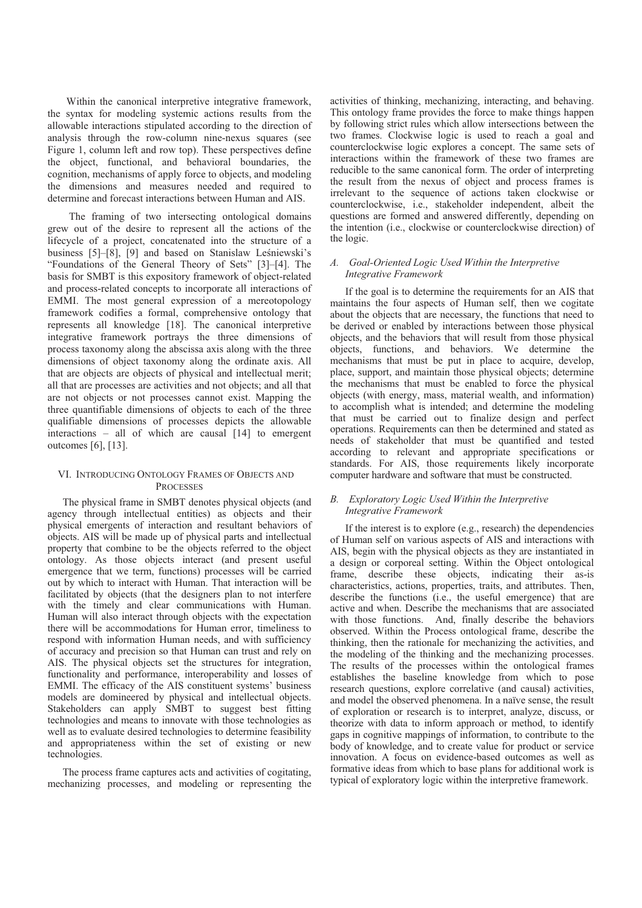Within the canonical interpretive integrative framework, the syntax for modeling systemic actions results from the allowable interactions stipulated according to the direction of analysis through the row-column nine-nexus squares (see Figure 1, column left and row top). These perspectives define the object, functional, and behavioral boundaries, the cognition, mechanisms of apply force to objects, and modeling the dimensions and measures needed and required to determine and forecast interactions between Human and AIS.

The framing of two intersecting ontological domains grew out of the desire to represent all the actions of the lifecycle of a project, concatenated into the structure of a business [5]–[8], [9] and based on Stanislaw Leśniewski's "Foundations of the General Theory of Sets" [3]–[4]. The basis for SMBT is this expository framework of object-related and process-related concepts to incorporate all interactions of EMMI. The most general expression of a mereotopology framework codifies a formal, comprehensive ontology that represents all knowledge [18]. The canonical interpretive integrative framework portrays the three dimensions of process taxonomy along the abscissa axis along with the three dimensions of object taxonomy along the ordinate axis. All that are objects are objects of physical and intellectual merit; all that are processes are activities and not objects; and all that are not objects or not processes cannot exist. Mapping the three quantifiable dimensions of objects to each of the three qualifiable dimensions of processes depicts the allowable interactions – all of which are causal [14] to emergent outcomes [6], [13].

## VI. Introducing Ontology Frames of Objects and Processes

The physical frame in SMBT denotes physical objects (and agency through intellectual entities) as objects and their physical emergents of interaction and resultant behaviors of objects. AIS will be made up of physical parts and intellectual property that combine to be the objects referred to the object ontology. As those objects interact (and present useful emergence that we term, functions) processes will be carried out by which to interact with Human. That interaction will be facilitated by objects (that the designers plan to not interfere with the timely and clear communications with Human. Human will also interact through objects with the expectation there will be accommodations for Human error, timeliness to respond with information Human needs, and with sufficiency of accuracy and precision so that Human can trust and rely on AIS. The physical objects set the structures for integration, functionality and performance, interoperability and losses of EMMI. The efficacy of the AIS constituent systems' business models are domineered by physical and intellectual objects. Stakeholders can apply SMBT to suggest best fitting technologies and means to innovate with those technologies as well as to evaluate desired technologies to determine feasibility and appropriateness within the set of existing or new technologies.

The process frame captures acts and activities of cogitating, mechanizing processes, and modeling or representing the activities of thinking, mechanizing, interacting, and behaving. This ontology frame provides the force to make things happen by following strict rules which allow intersections between the two frames. Clockwise logic is used to reach a goal and counterclockwise logic explores a concept. The same sets of interactions within the framework of these two frames are reducible to the same canonical form. The order of interpreting the result from the nexus of object and process frames is irrelevant to the sequence of actions taken clockwise or counterclockwise, i.e., stakeholder independent, albeit the questions are formed and answered differently, depending on the intention (i.e., clockwise or counterclockwise direction) of the logic.

### A. *Goal-Oriented Logic Used Within the Interpretive Integrative Framework*

If the goal is to determine the requirements for an AIS that maintains the four aspects of Human self, then we cogitate about the objects that are necessary, the functions that need to be derived or enabled by interactions between those physical objects, and the behaviors that will result from those physical objects, functions, and behaviors. We determine the mechanisms that must be put in place to acquire, develop, place, support, and maintain those physical objects; determine the mechanisms that must be enabled to force the physical objects (with energy, mass, material wealth, and information) to accomplish what is intended; and determine the modeling that must be carried out to finalize design and perfect operations. Requirements can then be determined and stated as needs of stakeholder that must be quantified and tested according to relevant and appropriate specifications or standards. For AIS, those requirements likely incorporate computer hardware and software that must be constructed.

### B. *Exploratory Logic Used Within the Interpretive Integrative Framework*

If the interest is to explore (e.g., research) the dependencies of Human self on various aspects of AIS and interactions with AIS, begin with the physical objects as they are instantiated in a design or corporeal setting. Within the Object ontological frame, describe these objects, indicating their as-is characteristics, actions, properties, traits, and attributes. Then, describe the functions (i.e., the useful emergence) that are active and when. Describe the mechanisms that are associated with those functions. And, finally describe the behaviors observed. Within the Process ontological frame, describe the thinking, then the rationale for mechanizing the activities, and the modeling of the thinking and the mechanizing processes. The results of the processes within the ontological frames establishes the baseline knowledge from which to pose research questions, explore correlative (and causal) activities, and model the observed phenomena. In a naïve sense, the result of exploration or research is to interpret, analyze, discuss, or theorize with data to inform approach or method, to identify gaps in cognitive mappings of information, to contribute to the body of knowledge, and to create value for product or service innovation. A focus on evidence-based outcomes as well as formative ideas from which to base plans for additional work is typical of exploratory logic within the interpretive framework.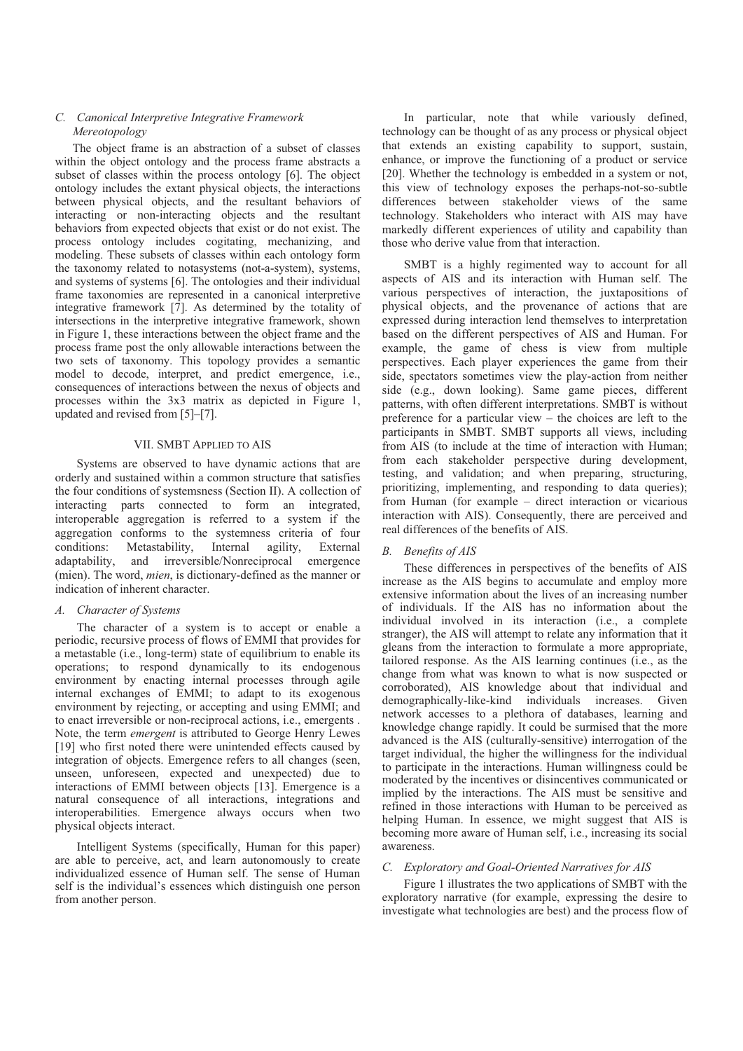### C. Canonical Interpretive Integrative Framework Mereotopology

The object frame is an abstraction of a subset of classes within the object ontology and the process frame abstracts a subset of classes within the process ontology [6]. The object ontology includes the extant physical objects, the interactions between physical objects, and the resultant behaviors of interacting or non-interacting objects and the resultant behaviors from expected objects that exist or do not exist. The process ontology includes cogitating, mechanizing, and modeling. These subsets of classes within each ontology form the taxonomy related to notasystems (not-a-system), systems, and systems of systems [6]. The ontologies and their individual frame taxonomies are represented in a canonical interpretive integrative framework [7]. As determined by the totality of intersections in the interpretive integrative framework, shown in Figure 1, these interactions between the object frame and the process frame post the only allowable interactions between the two sets of taxonomy. This topology provides a semantic model to decode, interpret, and predict emergence, i.e., consequences of interactions between the nexus of objects and processes within the 3x3 matrix as depicted in Figure 1, updated and revised from [5]–[7].

## VII. SMBT Applied to AIS

Systems are observed to have dynamic actions that are orderly and sustained within a common structure that satisfies the four conditions of systemsness (Section II). A collection of interacting parts connected to form an integrated, interoperable aggregation is referred to a system if the aggregation conforms to the systemness criteria of four conditions: Metastability, Internal agility, External adaptability, and irreversible/Nonreciprocal emergence (mien). The word, *mien*, is dictionary-defined as the manner or indication of inherent character.

### A. Character of Systems

The character of a system is to accept or enable a periodic, recursive process of flows of EMMI that provides for a metastable (i.e., long-term) state of equilibrium to enable its operations; to respond dynamically to its endogenous environment by enacting internal processes through agile internal exchanges of EMMI; to adapt to its exogenous environment by rejecting, or accepting and using EMMI; and to enact irreversible or non-reciprocal actions, i.e., emergents . Note, the term *emergent* is attributed to George Henry Lewes [19] who first noted there were unintended effects caused by integration of objects. Emergence refers to all changes (seen, unseen, unforeseen, expected and unexpected) due to interactions of EMMI between objects [13]. Emergence is a natural consequence of all interactions, integrations and interoperabilities. Emergence always occurs when two physical objects interact.

Intelligent Systems (specifically, Human for this paper) are able to perceive, act, and learn autonomously to create individualized essence of Human self. The sense of Human self is the individual's essences which distinguish one person from another person.

In particular, note that while variously defined, technology can be thought of as any process or physical object that extends an existing capability to support, sustain, enhance, or improve the functioning of a product or service [20]. Whether the technology is embedded in a system or not, this view of technology exposes the perhaps-not-so-subtle differences between stakeholder views of the same technology. Stakeholders who interact with AIS may have markedly different experiences of utility and capability than those who derive value from that interaction.

SMBT is a highly regimented way to account for all aspects of AIS and its interaction with Human self. The various perspectives of interaction, the juxtapositions of physical objects, and the provenance of actions that are expressed during interaction lend themselves to interpretation based on the different perspectives of AIS and Human. For example, the game of chess is view from multiple perspectives. Each player experiences the game from their side, spectators sometimes view the play-action from neither side (e.g., down looking). Same game pieces, different patterns, with often different interpretations. SMBT is without preference for a particular view – the choices are left to the participants in SMBT. SMBT supports all views, including from AIS (to include at the time of interaction with Human; from each stakeholder perspective during development, testing, and validation; and when preparing, structuring, prioritizing, implementing, and responding to data queries); from Human (for example – direct interaction or vicarious interaction with AIS). Consequently, there are perceived and real differences of the benefits of AIS.

### B. Benefits of AIS

These differences in perspectives of the benefits of AIS increase as the AIS begins to accumulate and employ more extensive information about the lives of an increasing number of individuals. If the AIS has no information about the individual involved in its interaction (i.e., a complete stranger), the AIS will attempt to relate any information that it gleans from the interaction to formulate a more appropriate, tailored response. As the AIS learning continues (i.e., as the change from what was known to what is now suspected or corroborated), AIS knowledge about that individual and demographically-like-kind individuals increases. Given network accesses to a plethora of databases, learning and knowledge change rapidly. It could be surmised that the more advanced is the AIS (culturally-sensitive) interrogation of the target individual, the higher the willingness for the individual to participate in the interactions. Human willingness could be moderated by the incentives or disincentives communicated or implied by the interactions. The AIS must be sensitive and refined in those interactions with Human to be perceived as helping Human. In essence, we might suggest that AIS is becoming more aware of Human self, i.e., increasing its social awareness.

### C. Exploratory and Goal-Oriented Narratives for AIS

Figure 1 illustrates the two applications of SMBT with the exploratory narrative (for example, expressing the desire to investigate what technologies are best) and the process flow of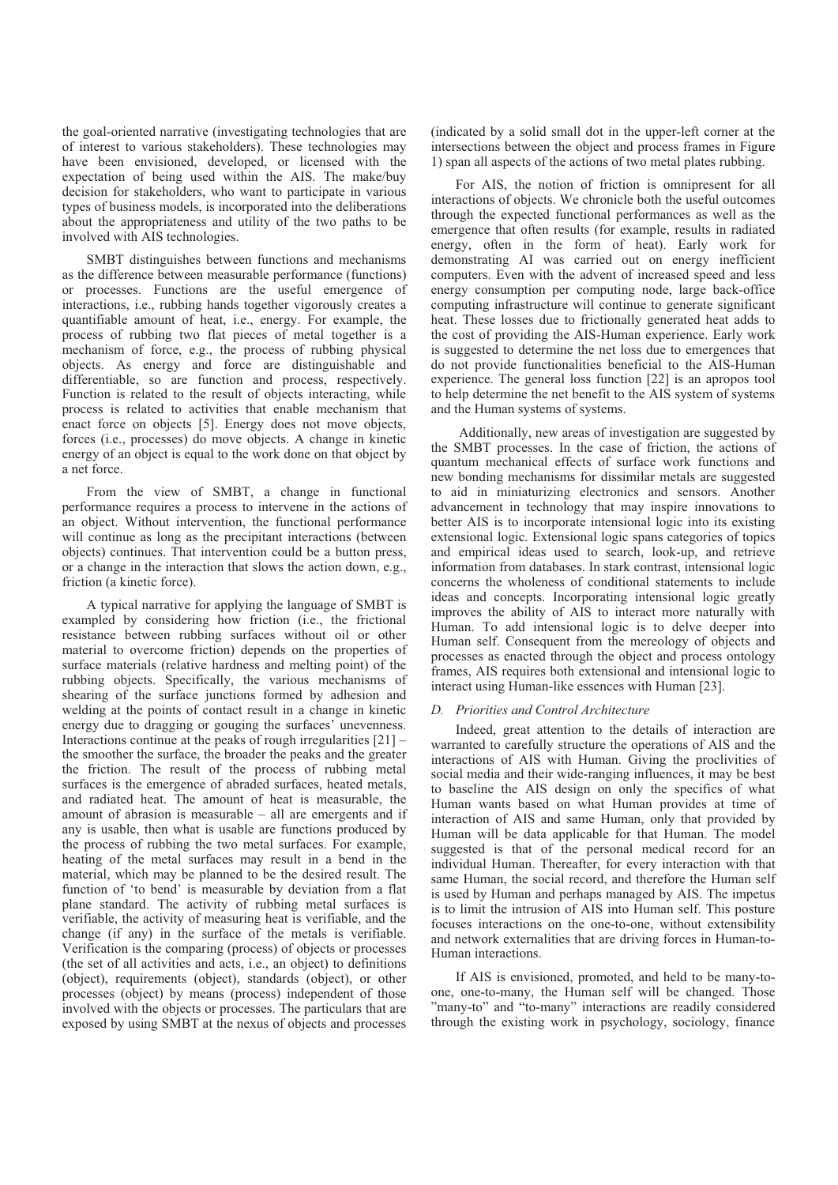the goal-oriented narrative (investigating technologies that are of interest to various stakeholders). These technologies may have been envisioned, developed, or licensed with the expectation of being used within the AIS. The make/buy decision for stakeholders, who want to participate in various types of business models, is incorporated into the deliberations about the appropriateness and utility of the two paths to be involved with AIS technologies.

SMBT distinguishes between functions and mechanisms as the difference between measurable performance (functions) or processes. Functions are the useful emergence of interactions, i.e., rubbing hands together vigorously creates a quantifiable amount of heat, i.e., energy. For example, the process of rubbing two flat pieces of metal together is a mechanism of force, e.g., the process of rubbing physical objects. As energy and force are distinguishable and differentiable, so are function and process, respectively. Function is related to the result of objects interacting, while process is related to activities that enable mechanism that enact force on objects [5]. Energy does not move objects, forces (i.e., processes) do move objects. A change in kinetic energy of an object is equal to the work done on that object by a net force.

From the view of SMBT, a change in functional performance requires a process to intervene in the actions of an object. Without intervention, the functional performance will continue as long as the precipitant interactions (between objects) continues. That intervention could be a button press, or a change in the interaction that slows the action down, e.g., friction (a kinetic force).

A typical narrative for applying the language of SMBT is exampled by considering how friction (i.e., the frictional resistance between rubbing surfaces without oil or other material to overcome friction) depends on the properties of surface materials (relative hardness and melting point) of the rubbing objects. Specifically, the various mechanisms of shearing of the surface junctions formed by adhesion and welding at the points of contact result in a change in kinetic energy due to dragging or gouging the surfaces' unevenness. Interactions continue at the peaks of rough irregularities [21] – the smoother the surface, the broader the peaks and the greater the friction. The result of the process of rubbing metal surfaces is the emergence of abraded surfaces, heated metals, and radiated heat. The amount of heat is measurable, the amount of abrasion is measurable – all are emergents and if any is usable, then what is usable are functions produced by the process of rubbing the two metal surfaces. For example, heating of the metal surfaces may result in a bend in the material, which may be planned to be the desired result. The function of 'to bend' is measurable by deviation from a flat plane standard. The activity of rubbing metal surfaces is verifiable, the activity of measuring heat is verifiable, and the change (if any) in the surface of the metals is verifiable. Verification is the comparing (process) of objects or processes (the set of all activities and acts, i.e., an object) to definitions (object), requirements (object), standards (object), or other processes (object) by means (process) independent of those involved with the objects or processes. The particulars that are exposed by using SMBT at the nexus of objects and processes (indicated by a solid small dot in the upper-left corner at the intersections between the object and process frames in Figure 1) span all aspects of the actions of two metal plates rubbing.

For AIS, the notion of friction is omnipresent for all interactions of objects. We chronicle both the useful outcomes through the expected functional performances as well as the emergence that often results (for example, results in radiated energy, often in the form of heat). Early work for demonstrating AI was carried out on energy inefficient computers. Even with the advent of increased speed and less energy consumption per computing node, large back-office computing infrastructure will continue to generate significant heat. These losses due to frictionally generated heat adds to the cost of providing the AIS-Human experience. Early work is suggested to determine the net loss due to emergences that do not provide functionalities beneficial to the AIS-Human experience. The general loss function [22] is an apropos tool to help determine the net benefit to the AIS system of systems and the Human systems of systems.

Additionally, new areas of investigation are suggested by the SMBT processes. In the case of friction, the actions of quantum mechanical effects of surface work functions and new bonding mechanisms for dissimilar metals are suggested to aid in miniaturizing electronics and sensors. Another advancement in technology that may inspire innovations to better AIS is to incorporate intensional logic into its existing extensional logic. Extensional logic spans categories of topics and empirical ideas used to search, look-up, and retrieve information from databases. In stark contrast, intensional logic concerns the wholeness of conditional statements to include ideas and concepts. Incorporating intensional logic greatly improves the ability of AIS to interact more naturally with Human. To add intensional logic is to delve deeper into Human self. Consequent from the mereology of objects and processes as enacted through the object and process ontology frames, AIS requires both extensional and intensional logic to interact using Human-like essences with Human [23].

### *D. Priorities and Control Architecture*

Indeed, great attention to the details of interaction are warranted to carefully structure the operations of AIS and the interactions of AIS with Human. Giving the proclivities of social media and their wide-ranging influences, it may be best to baseline the AIS design on only the specifics of what Human wants based on what Human provides at time of interaction of AIS and same Human, only that provided by Human will be data applicable for that Human. The model suggested is that of the personal medical record for an individual Human. Thereafter, for every interaction with that same Human, the social record, and therefore the Human self is used by Human and perhaps managed by AIS. The impetus is to limit the intrusion of AIS into Human self. This posture focuses interactions on the one-to-one, without extensibility and network externalities that are driving forces in Human-to-Human interactions.

If AIS is envisioned, promoted, and held to be many-to-one, one-to-many, the Human self will be changed. Those "many-to" and "to-many" interactions are readily considered through the existing work in psychology, sociology, finance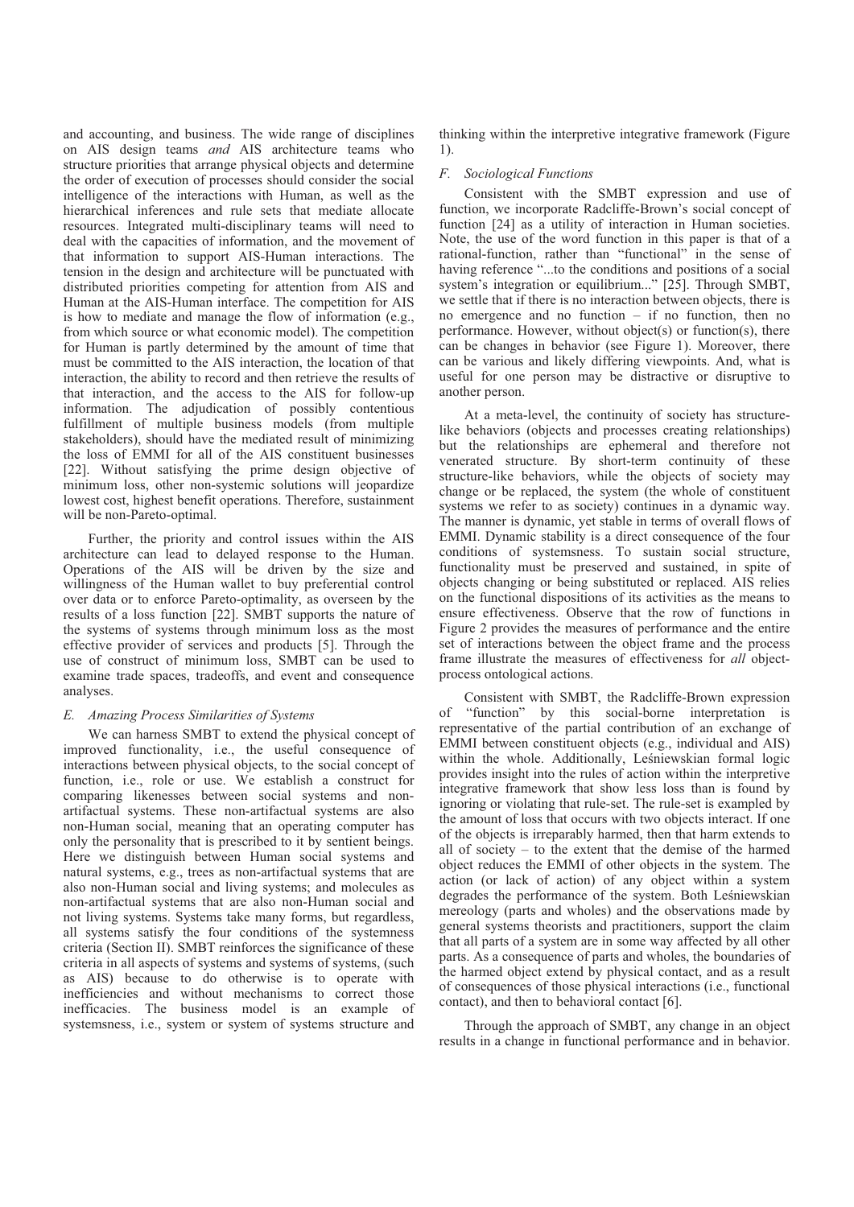and accounting, and business. The wide range of disciplines on AIS design teams *and* AIS architecture teams who structure priorities that arrange physical objects and determine the order of execution of processes should consider the social intelligence of the interactions with Human, as well as the hierarchical inferences and rule sets that mediate allocate resources. Integrated multi-disciplinary teams will need to deal with the capacities of information, and the movement of that information to support AIS-Human interactions. The tension in the design and architecture will be punctuated with distributed priorities competing for attention from AIS and Human at the AIS-Human interface. The competition for AIS is how to mediate and manage the flow of information (e.g., from which source or what economic model). The competition for Human is partly determined by the amount of time that must be committed to the AIS interaction, the location of that interaction, the ability to record and then retrieve the results of that interaction, and the access to the AIS for follow-up information. The adjudication of possibly contentious fulfillment of multiple business models (from multiple stakeholders), should have the mediated result of minimizing the loss of EMMI for all of the AIS constituent businesses [22]. Without satisfying the prime design objective of minimum loss, other non-systemic solutions will jeopardize lowest cost, highest benefit operations. Therefore, sustainment will be non-Pareto-optimal.

Further, the priority and control issues within the AIS architecture can lead to delayed response to the Human. Operations of the AIS will be driven by the size and willingness of the Human wallet to buy preferential control over data or to enforce Pareto-optimality, as overseen by the results of a loss function [22]. SMBT supports the nature of the systems of systems through minimum loss as the most effective provider of services and products [5]. Through the use of construct of minimum loss, SMBT can be used to examine trade spaces, tradeoffs, and event and consequence analyses.

### *E. Amazing Process Similarities of Systems*

We can harness SMBT to extend the physical concept of improved functionality, i.e., the useful consequence of interactions between physical objects, to the social concept of function, i.e., role or use. We establish a construct for comparing likenesses between social systems and non-artifactual systems. These non-artifactual systems are also non-Human social, meaning that an operating computer has only the personality that is prescribed to it by sentient beings. Here we distinguish between Human social systems and natural systems, e.g., trees as non-artifactual systems that are also non-Human social and living systems; and molecules as non-artifactual systems that are also non-Human social and not living systems. Systems take many forms, but regardless, all systems satisfy the four conditions of the systemness criteria (Section II). SMBT reinforces the significance of these criteria in all aspects of systems and systems of systems, (such as AIS) because to do otherwise is to operate with inefficiencies and without mechanisms to correct those inefficacies. The business model is an example of systemsness, i.e., system or system of systems structure and thinking within the interpretive integrative framework (Figure 1).

### *F. Sociological Functions*

Consistent with the SMBT expression and use of function, we incorporate Radcliffe-Brown's social concept of function [24] as a utility of interaction in Human societies. Note, the use of the word function in this paper is that of a rational-function, rather than "functional" in the sense of having reference "...to the conditions and positions of a social system's integration or equilibrium..." [25]. Through SMBT, we settle that if there is no interaction between objects, there is no emergence and no function – if no function, then no performance. However, without object(s) or function(s), there can be changes in behavior (see Figure 1). Moreover, there can be various and likely differing viewpoints. And, what is useful for one person may be distractive or disruptive to another person.

At a meta-level, the continuity of society has structure-like behaviors (objects and processes creating relationships) but the relationships are ephemeral and therefore not venerated structure. By short-term continuity of these structure-like behaviors, while the objects of society may change or be replaced, the system (the whole of constituent systems we refer to as society) continues in a dynamic way. The manner is dynamic, yet stable in terms of overall flows of EMMI. Dynamic stability is a direct consequence of the four conditions of systemsness. To sustain social structure, functionality must be preserved and sustained, in spite of objects changing or being substituted or replaced. AIS relies on the functional dispositions of its activities as the means to ensure effectiveness. Observe that the row of functions in Figure 2 provides the measures of performance and the entire set of interactions between the object frame and the process frame illustrate the measures of effectiveness for *all* object-process ontological actions.

Consistent with SMBT, the Radcliffe-Brown expression of "function" by this social-borne interpretation is representative of the partial contribution of an exchange of EMMI between constituent objects (e.g., individual and AIS) within the whole. Additionally, Leśniewskian formal logic provides insight into the rules of action within the interpretive integrative framework that show less loss than is found by ignoring or violating that rule-set. The rule-set is exampled by the amount of loss that occurs with two objects interact. If one of the objects is irreparably harmed, then that harm extends to all of society – to the extent that the demise of the harmed object reduces the EMMI of other objects in the system. The action (or lack of action) of any object within a system degrades the performance of the system. Both Leśniewskian mereology (parts and wholes) and the observations made by general systems theorists and practitioners, support the claim that all parts of a system are in some way affected by all other parts. As a consequence of parts and wholes, the boundaries of the harmed object extend by physical contact, and as a result of consequences of those physical interactions (i.e., functional contact), and then to behavioral contact [6].

Through the approach of SMBT, any change in an object results in a change in functional performance and in behavior.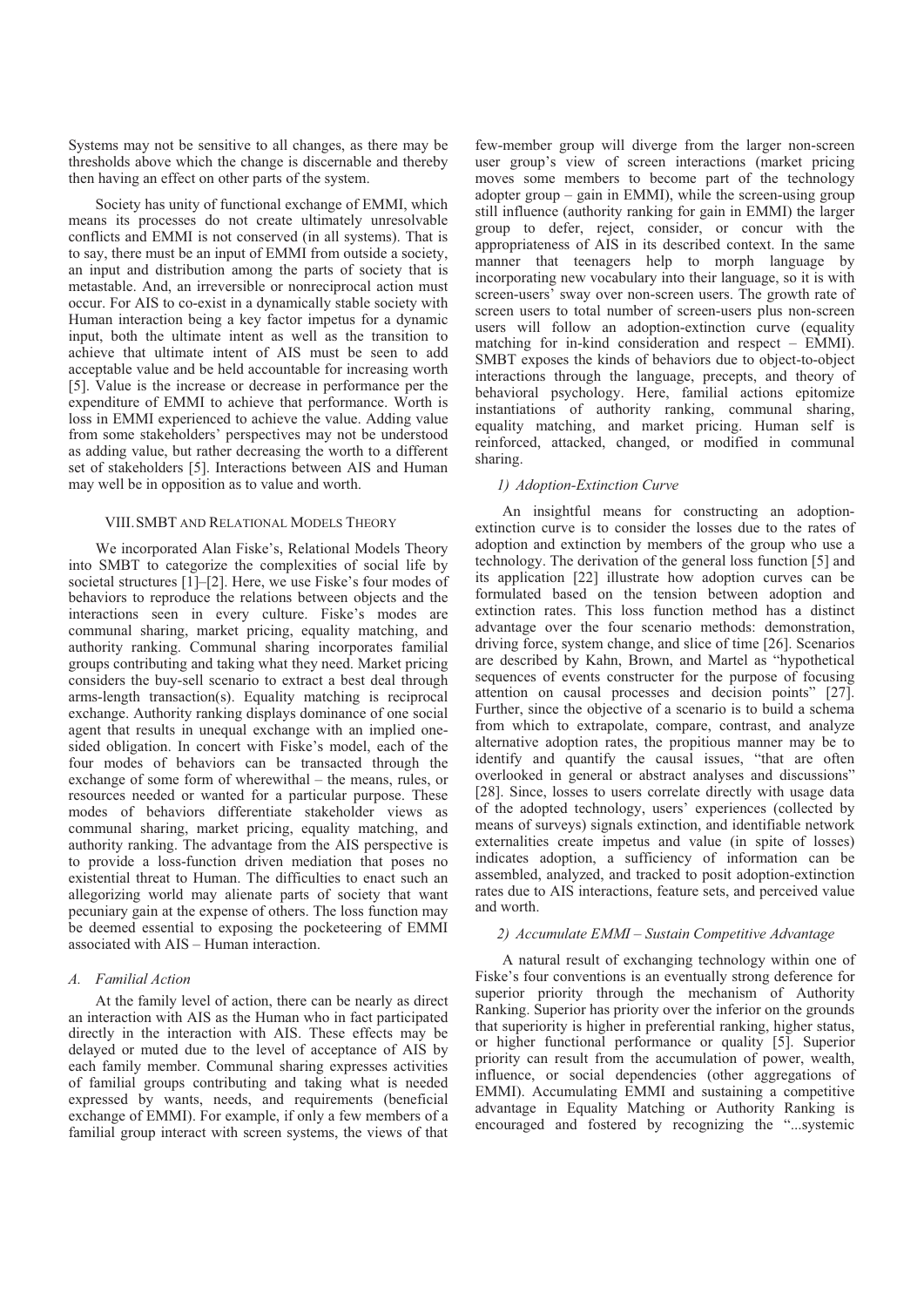Systems may not be sensitive to all changes, as there may be thresholds above which the change is discernable and thereby then having an effect on other parts of the system.

Society has unity of functional exchange of EMMI, which means its processes do not create ultimately unresolvable conflicts and EMMI is not conserved (in all systems). That is to say, there must be an input of EMMI from outside a society, an input and distribution among the parts of society that is metastable. And, an irreversible or nonreciprocal action must occur. For AIS to co-exist in a dynamically stable society with Human interaction being a key factor impetus for a dynamic input, both the ultimate intent as well as the transition to achieve that ultimate intent of AIS must be seen to add acceptable value and be held accountable for increasing worth [5]. Value is the increase or decrease in performance per the expenditure of EMMI to achieve that performance. Worth is loss in EMMI experienced to achieve the value. Adding value from some stakeholders' perspectives may not be understood as adding value, but rather decreasing the worth to a different set of stakeholders [5]. Interactions between AIS and Human may well be in opposition as to value and worth.

## VIII. SMBT and Relational Models Theory

We incorporated Alan Fiske's, Relational Models Theory into SMBT to categorize the complexities of social life by societal structures [1]–[2]. Here, we use Fiske's four modes of behaviors to reproduce the relations between objects and the interactions seen in every culture. Fiske's modes are communal sharing, market pricing, equality matching, and authority ranking. Communal sharing incorporates familial groups contributing and taking what they need. Market pricing considers the buy-sell scenario to extract a best deal through arms-length transaction(s). Equality matching is reciprocal exchange. Authority ranking displays dominance of one social agent that results in unequal exchange with an implied one-sided obligation. In concert with Fiske's model, each of the four modes of behaviors can be transacted through the exchange of some form of wherewithal – the means, rules, or resources needed or wanted for a particular purpose. These modes of behaviors differentiate stakeholder views as communal sharing, market pricing, equality matching, and authority ranking. The advantage from the AIS perspective is to provide a loss-function driven mediation that poses no existential threat to Human. The difficulties to enact such an allegorizing world may alienate parts of society that want pecuniary gain at the expense of others. The loss function may be deemed essential to exposing the pocketeering of EMMI associated with AIS – Human interaction.

### A. Familial Action

At the family level of action, there can be nearly as direct an interaction with AIS as the Human who in fact participated directly in the interaction with AIS. These effects may be delayed or muted due to the level of acceptance of AIS by each family member. Communal sharing expresses activities of familial groups contributing and taking what is needed expressed by wants, needs, and requirements (beneficial exchange of EMMI). For example, if only a few members of a familial group interact with screen systems, the views of that few-member group will diverge from the larger non-screen user group's view of screen interactions (market pricing moves some members to become part of the technology adopter group – gain in EMMI), while the screen-using group still influence (authority ranking for gain in EMMI) the larger group to defer, reject, consider, or concur with the appropriateness of AIS in its described context. In the same manner that teenagers help to morph language by incorporating new vocabulary into their language, so it is with screen-users' sway over non-screen users. The growth rate of screen users to total number of screen-users plus non-screen users will follow an adoption-extinction curve (equality matching for in-kind consideration and respect – EMMI). SMBT exposes the kinds of behaviors due to object-to-object interactions through the language, precepts, and theory of behavioral psychology. Here, familial actions epitomize instantiations of authority ranking, communal sharing, equality matching, and market pricing. Human self is reinforced, attacked, changed, or modified in communal sharing.

#### 1) Adoption-Extinction Curve

An insightful means for constructing an adoption-extinction curve is to consider the losses due to the rates of adoption and extinction by members of the group who use a technology. The derivation of the general loss function [5] and its application [22] illustrate how adoption curves can be formulated based on the tension between adoption and extinction rates. This loss function method has a distinct advantage over the four scenario methods: demonstration, driving force, system change, and slice of time [26]. Scenarios are described by Kahn, Brown, and Martel as "hypothetical sequences of events constructer for the purpose of focusing attention on causal processes and decision points" [27]. Further, since the objective of a scenario is to build a schema from which to extrapolate, compare, contrast, and analyze alternative adoption rates, the propitious manner may be to identify and quantify the causal issues, "that are often overlooked in general or abstract analyses and discussions" [28]. Since, losses to users correlate directly with usage data of the adopted technology, users' experiences (collected by means of surveys) signals extinction, and identifiable network externalities create impetus and value (in spite of losses) indicates adoption, a sufficiency of information can be assembled, analyzed, and tracked to posit adoption-extinction rates due to AIS interactions, feature sets, and perceived value and worth.

#### 2) Accumulate EMMI – Sustain Competitive Advantage

A natural result of exchanging technology within one of Fiske's four conventions is an eventually strong deference for superior priority through the mechanism of Authority Ranking. Superior has priority over the inferior on the grounds that superiority is higher in preferential ranking, higher status, or higher functional performance or quality [5]. Superior priority can result from the accumulation of power, wealth, influence, or social dependencies (other aggregations of EMMI). Accumulating EMMI and sustaining a competitive advantage in Equality Matching or Authority Ranking is encouraged and fostered by recognizing the "...systemic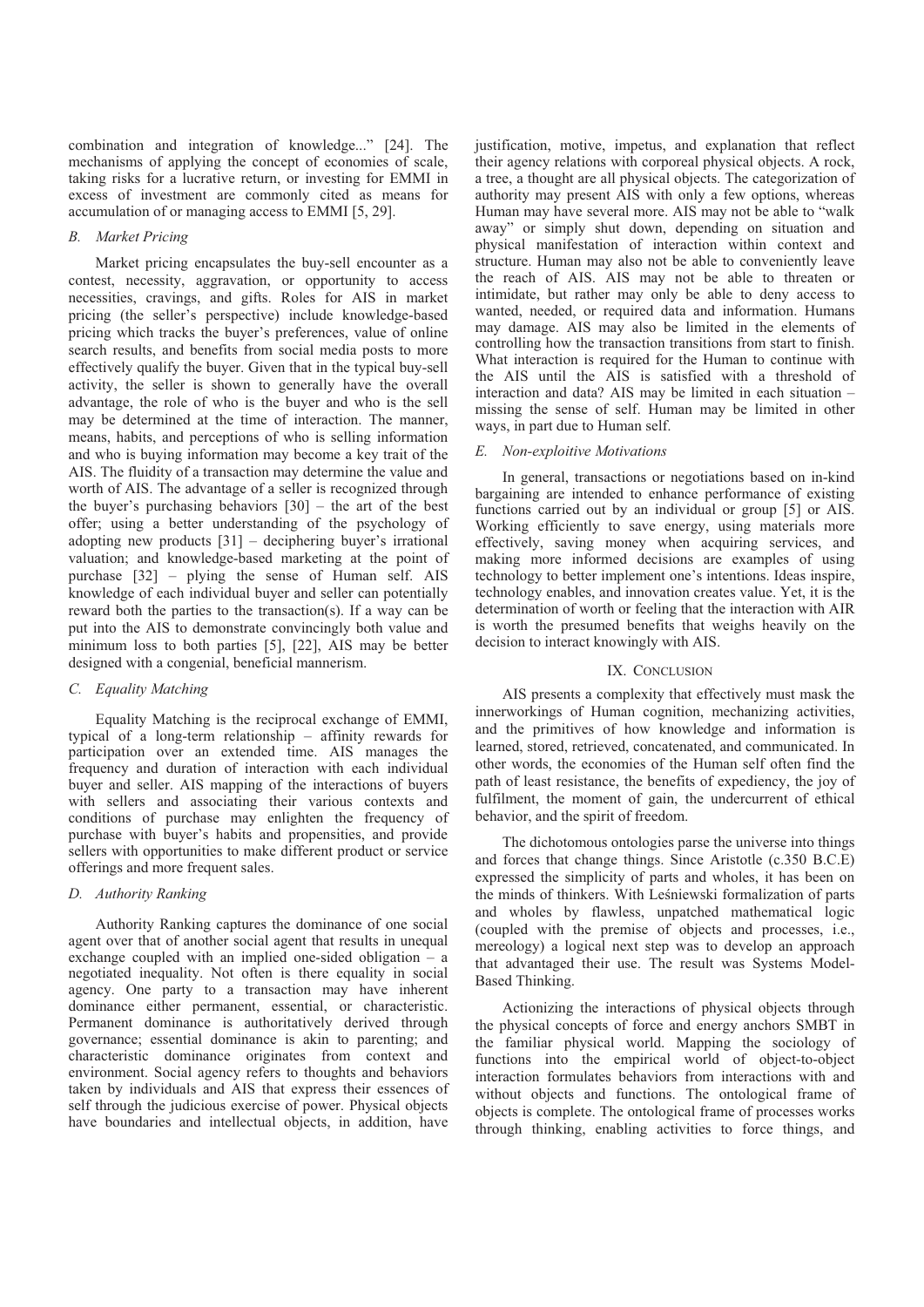combination and integration of knowledge..." [24]. The mechanisms of applying the concept of economies of scale, taking risks for a lucrative return, or investing for EMMI in excess of investment are commonly cited as means for accumulation of or managing access to EMMI [5, 29].

### *B. Market Pricing*

Market pricing encapsulates the buy-sell encounter as a contest, necessity, aggravation, or opportunity to access necessities, cravings, and gifts. Roles for AIS in market pricing (the seller's perspective) include knowledge-based pricing which tracks the buyer's preferences, value of online search results, and benefits from social media posts to more effectively qualify the buyer. Given that in the typical buy-sell activity, the seller is shown to generally have the overall advantage, the role of who is the buyer and who is the sell may be determined at the time of interaction. The manner, means, habits, and perceptions of who is selling information and who is buying information may become a key trait of the AIS. The fluidity of a transaction may determine the value and worth of AIS. The advantage of a seller is recognized through the buyer's purchasing behaviors [30] – the art of the best offer; using a better understanding of the psychology of adopting new products [31] – deciphering buyer's irrational valuation; and knowledge-based marketing at the point of purchase [32] – plying the sense of Human self. AIS knowledge of each individual buyer and seller can potentially reward both the parties to the transaction(s). If a way can be put into the AIS to demonstrate convincingly both value and minimum loss to both parties [5], [22], AIS may be better designed with a congenial, beneficial mannerism.

### *C. Equality Matching*

Equality Matching is the reciprocal exchange of EMMI, typical of a long-term relationship – affinity rewards for participation over an extended time. AIS manages the frequency and duration of interaction with each individual buyer and seller. AIS mapping of the interactions of buyers with sellers and associating their various contexts and conditions of purchase may enlighten the frequency of purchase with buyer's habits and propensities, and provide sellers with opportunities to make different product or service offerings and more frequent sales.

### *D. Authority Ranking*

Authority Ranking captures the dominance of one social agent over that of another social agent that results in unequal exchange coupled with an implied one-sided obligation – a negotiated inequality. Not often is there equality in social agency. One party to a transaction may have inherent dominance either permanent, essential, or characteristic. Permanent dominance is authoritatively derived through governance; essential dominance is akin to parenting; and characteristic dominance originates from context and environment. Social agency refers to thoughts and behaviors taken by individuals and AIS that express their essences of self through the judicious exercise of power. Physical objects have boundaries and intellectual objects, in addition, have justification, motive, impetus, and explanation that reflect their agency relations with corporeal physical objects. A rock, a tree, a thought are all physical objects. The categorization of authority may present AIS with only a few options, whereas Human may have several more. AIS may not be able to "walk away" or simply shut down, depending on situation and physical manifestation of interaction within context and structure. Human may also not be able to conveniently leave the reach of AIS. AIS may not be able to threaten or intimidate, but rather may only be able to deny access to wanted, needed, or required data and information. Humans may damage. AIS may also be limited in the elements of controlling how the transaction transitions from start to finish. What interaction is required for the Human to continue with the AIS until the AIS is satisfied with a threshold of interaction and data? AIS may be limited in each situation – missing the sense of self. Human may be limited in other ways, in part due to Human self.

### *E. Non-exploitive Motivations*

In general, transactions or negotiations based on in-kind bargaining are intended to enhance performance of existing functions carried out by an individual or group [5] or AIS. Working efficiently to save energy, using materials more effectively, saving money when acquiring services, and making more informed decisions are examples of using technology to better implement one's intentions. Ideas inspire, technology enables, and innovation creates value. Yet, it is the determination of worth or feeling that the interaction with AIR is worth the presumed benefits that weighs heavily on the decision to interact knowingly with AIS.

## IX. Conclusion

AIS presents a complexity that effectively must mask the innerworkings of Human cognition, mechanizing activities, and the primitives of how knowledge and information is learned, stored, retrieved, concatenated, and communicated. In other words, the economies of the Human self often find the path of least resistance, the benefits of expediency, the joy of fulfilment, the moment of gain, the undercurrent of ethical behavior, and the spirit of freedom.

The dichotomous ontologies parse the universe into things and forces that change things. Since Aristotle (c.350 B.C.E) expressed the simplicity of parts and wholes, it has been on the minds of thinkers. With Leśniewski formalization of parts and wholes by flawless, unpatched mathematical logic (coupled with the premise of objects and processes, i.e., mereology) a logical next step was to develop an approach that advantaged their use. The result was Systems Model-Based Thinking.

Actionizing the interactions of physical objects through the physical concepts of force and energy anchors SMBT in the familiar physical world. Mapping the sociology of functions into the empirical world of object-to-object interaction formulates behaviors from interactions with and without objects and functions. The ontological frame of objects is complete. The ontological frame of processes works through thinking, enabling activities to force things, and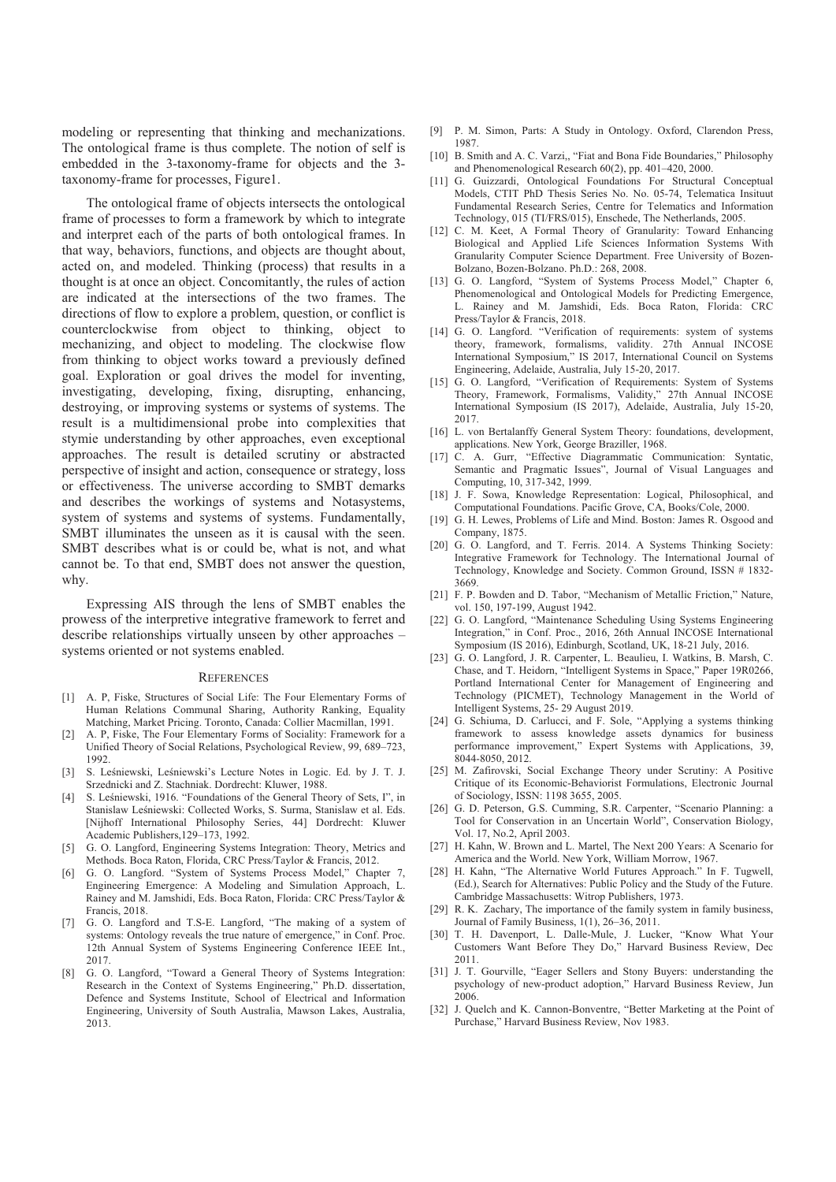modeling or representing that thinking and mechanizations. The ontological frame is thus complete. The notion of self is embedded in the 3-taxonomy-frame for objects and the 3-taxonomy-frame for processes, Figure1.

The ontological frame of objects intersects the ontological frame of processes to form a framework by which to integrate and interpret each of the parts of both ontological frames. In that way, behaviors, functions, and objects are thought about, acted on, and modeled. Thinking (process) that results in a thought is at once an object. Concomitantly, the rules of action are indicated at the intersections of the two frames. The directions of flow to explore a problem, question, or conflict is counterclockwise from object to thinking, object to mechanizing, and object to modeling. The clockwise flow from thinking to object works toward a previously defined goal. Exploration or goal drives the model for inventing, investigating, developing, fixing, disrupting, enhancing, destroying, or improving systems or systems of systems. The result is a multidimensional probe into complexities that stymie understanding by other approaches, even exceptional approaches. The result is detailed scrutiny or abstracted perspective of insight and action, consequence or strategy, loss or effectiveness. The universe according to SMBT demarks and describes the workings of systems and Notasystems, system of systems and systems of systems. Fundamentally, SMBT illuminates the unseen as it is causal with the seen. SMBT describes what is or could be, what is not, and what cannot be. To that end, SMBT does not answer the question, why.

Expressing AIS through the lens of SMBT enables the prowess of the interpretive integrative framework to ferret and describe relationships virtually unseen by other approaches – systems oriented or not systems enabled.

## References

[1] A. P, Fiske, Structures of Social Life: The Four Elementary Forms of Human Relations Communal Sharing, Authority Ranking, Equality Matching, Market Pricing. Toronto, Canada: Collier Macmillan, 1991.

[2] A. P, Fiske, The Four Elementary Forms of Sociality: Framework for a Unified Theory of Social Relations, Psychological Review, 99, 689–723, 1992.

[3] S. Leśniewski, Leśniewski's Lecture Notes in Logic. Ed. by J. T. J. Srzednicki and Z. Stachniak. Dordrecht: Kluwer, 1988.

[4] S. Leśniewski, 1916. "Foundations of the General Theory of Sets, I", in Stanislaw Leśniewski: Collected Works, S. Surma, Stanislaw et al. Eds. [Nijhoff International Philosophy Series, 44] Dordrecht: Kluwer Academic Publishers,129–173, 1992.

[5] G. O. Langford, Engineering Systems Integration: Theory, Metrics and Methods. Boca Raton, Florida, CRC Press/Taylor & Francis, 2012.

[6] G. O. Langford. "System of Systems Process Model," Chapter 7, Engineering Emergence: A Modeling and Simulation Approach, L. Rainey and M. Jamshidi, Eds. Boca Raton, Florida: CRC Press/Taylor & Francis, 2018.

[7] G. O. Langford and T.S-E. Langford, "The making of a system of systems: Ontology reveals the true nature of emergence," in Conf. Proc. 12th Annual System of Systems Engineering Conference IEEE Int., 2017.

[8] G. O. Langford, "Toward a General Theory of Systems Integration: Research in the Context of Systems Engineering," Ph.D. dissertation, Defence and Systems Institute, School of Electrical and Information Engineering, University of South Australia, Mawson Lakes, Australia, 2013.

[9] P. M. Simon, Parts: A Study in Ontology. Oxford, Clarendon Press, 1987.

[10] B. Smith and A. C. Varzi,, "Fiat and Bona Fide Boundaries," Philosophy and Phenomenological Research 60(2), pp. 401–420, 2000.

[11] G. Guizzardi, Ontological Foundations For Structural Conceptual Models, CTIT PhD Thesis Series No. No. 05-74, Telematica Insituut Fundamental Research Series, Centre for Telematics and Information Technology, 015 (TI/FRS/015), Enschede, The Netherlands, 2005.

[12] C. M. Keet, A Formal Theory of Granularity: Toward Enhancing Biological and Applied Life Sciences Information Systems With Granularity Computer Science Department. Free University of Bozen-Bolzano, Bozen-Bolzano. Ph.D.: 268, 2008.

[13] G. O. Langford, "System of Systems Process Model," Chapter 6, Phenomenological and Ontological Models for Predicting Emergence, L. Rainey and M. Jamshidi, Eds. Boca Raton, Florida: CRC Press/Taylor & Francis, 2018.

[14] G. O. Langford. "Verification of requirements: system of systems theory, framework, formalisms, validity. 27th Annual INCOSE International Symposium," IS 2017, International Council on Systems Engineering, Adelaide, Australia, July 15-20, 2017.

[15] G. O. Langford, "Verification of Requirements: System of Systems Theory, Framework, Formalisms, Validity," 27th Annual INCOSE International Symposium (IS 2017), Adelaide, Australia, July 15-20, 2017.

[16] L. von Bertalanffy General System Theory: foundations, development, applications. New York, George Braziller, 1968.

[17] C. A. Gurr, "Effective Diagrammatic Communication: Syntatic, Semantic and Pragmatic Issues", Journal of Visual Languages and Computing, 10, 317-342, 1999.

[18] J. F. Sowa, Knowledge Representation: Logical, Philosophical, and Computational Foundations. Pacific Grove, CA, Books/Cole, 2000.

[19] G. H. Lewes, Problems of Life and Mind. Boston: James R. Osgood and Company, 1875.

[20] G. O. Langford, and T. Ferris. 2014. A Systems Thinking Society: Integrative Framework for Technology. The International Journal of Technology, Knowledge and Society. Common Ground, ISSN # 1832-3669.

[21] F. P. Bowden and D. Tabor, "Mechanism of Metallic Friction," Nature, vol. 150, 197-199, August 1942.

[22] G. O. Langford, "Maintenance Scheduling Using Systems Engineering Integration," in Conf. Proc., 2016, 26th Annual INCOSE International Symposium (IS 2016), Edinburgh, Scotland, UK, 18-21 July, 2016.

[23] G. O. Langford, J. R. Carpenter, L. Beaulieu, I. Watkins, B. Marsh, C. Chase, and T. Heidorn, "Intelligent Systems in Space," Paper 19R0266, Portland International Center for Management of Engineering and Technology (PICMET), Technology Management in the World of Intelligent Systems, 25- 29 August 2019.

[24] G. Schiuma, D. Carlucci, and F. Sole, "Applying a systems thinking framework to assess knowledge assets dynamics for business performance improvement," Expert Systems with Applications, 39, 8044-8050, 2012.

[25] M. Zafirovski, Social Exchange Theory under Scrutiny: A Positive Critique of its Economic-Behaviorist Formulations, Electronic Journal of Sociology, ISSN: 1198 3655, 2005.

[26] G. D. Peterson, G.S. Cumming, S.R. Carpenter, "Scenario Planning: a Tool for Conservation in an Uncertain World", Conservation Biology, Vol. 17, No.2, April 2003.

[27] H. Kahn, W. Brown and L. Martel, The Next 200 Years: A Scenario for America and the World. New York, William Morrow, 1967.

[28] H. Kahn, "The Alternative World Futures Approach." In F. Tugwell, (Ed.), Search for Alternatives: Public Policy and the Study of the Future. Cambridge Massachusetts: Witrop Publishers, 1973.

[29] R. K. Zachary, The importance of the family system in family business, Journal of Family Business, 1(1), 26–36, 2011.

[30] T. H. Davenport, L. Dalle-Mule, J. Lucker, "Know What Your Customers Want Before They Do," Harvard Business Review, Dec 2011.

[31] J. T. Gourville, "Eager Sellers and Stony Buyers: understanding the psychology of new-product adoption," Harvard Business Review, Jun 2006.

[32] J. Quelch and K. Cannon-Bonventre, "Better Marketing at the Point of Purchase," Harvard Business Review, Nov 1983.